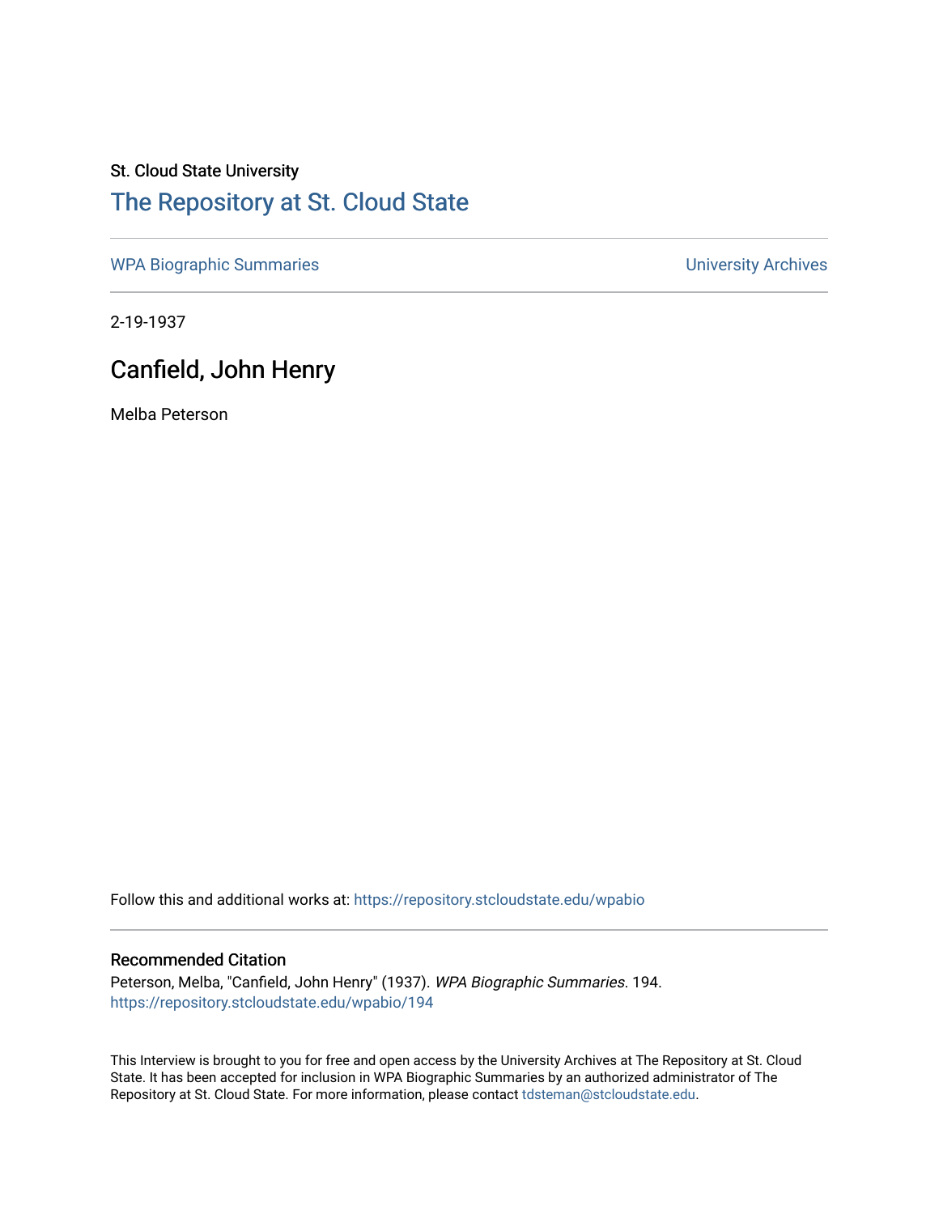St. Cloud State University

# The Repository at St. Cloud State

WPA Biographic Summaries

University Archives

2-19-1937

## Canfield, John Henry

Melba Peterson

Follow this and additional works at: https://repository.stcloudstate.edu/wpabio

### Recommended Citation

Peterson, Melba, "Canfield, John Henry" (1937). *WPA Biographic Summaries*. 194.
https://repository.stcloudstate.edu/wpabio/194

This Interview is brought to you for free and open access by the University Archives at The Repository at St. Cloud State. It has been accepted for inclusion in WPA Biographic Summaries by an authorized administrator of The Repository at St. Cloud State. For more information, please contact tdsteman@stcloudstate.edu.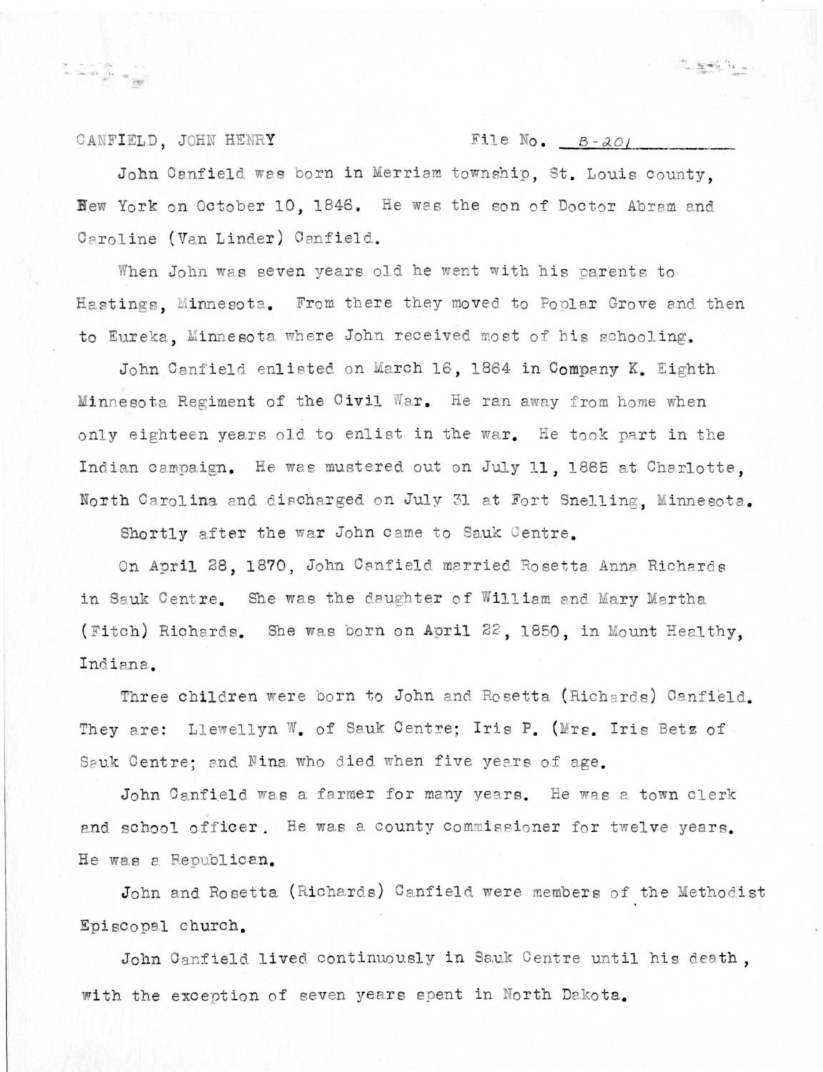CANFIELD, JOHN HENRY File No. B-201

John Canfield was born in Merriam township, St. Louis county, New York on October 10, 1846. He was the son of Doctor Abram and Caroline (Van Linder) Canfield.

When John was seven years old he went with his parents to Hastings, Minnesota. From there they moved to Poplar Grove and then to Eureka, Minnesota where John received most of his schooling.

John Canfield enlisted on March 16, 1864 in Company K. Eighth Minnesota Regiment of the Civil War. He ran away from home when only eighteen years old to enlist in the war. He took part in the Indian campaign. He was mustered out on July 11, 1865 at Charlotte, North Carolina and discharged on July 31 at Fort Snelling, Minnesota.

Shortly after the war John came to Sauk Centre.

On April 28, 1870, John Canfield married Rosetta Anna Richards in Sauk Centre. She was the daughter of William and Mary Martha (Fitch) Richards. She was born on April 22, 1850, in Mount Healthy, Indiana.

Three children were born to John and Rosetta (Richards) Canfield. They are: Llewellyn W. of Sauk Centre; Iris P. (Mrs. Iris Betz of Sauk Centre; and Nina who died when five years of age.

John Canfield was a farmer for many years. He was a town clerk and school officer. He was a county commissioner for twelve years. He was a Republican.

John and Rosetta (Richards) Canfield were members of the Methodist Episcopal church.

John Canfield lived continuously in Sauk Centre until his death, with the exception of seven years spent in North Dakota.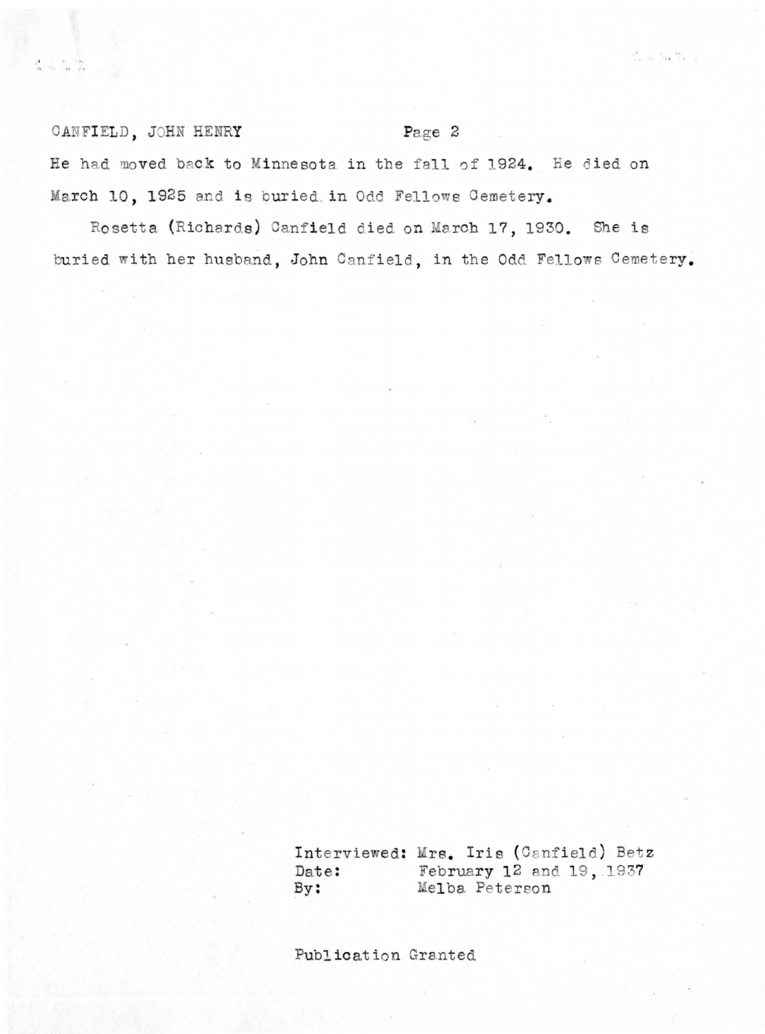CANFIELD, JOHN HENRY Page 2

He had moved back to Minnesota in the fall of 1924. He died on March 10, 1925 and is buried in Odd Fellows Cemetery.

Rosetta (Richards) Canfield died on March 17, 1930. She is buried with her husband, John Canfield, in the Odd Fellows Cemetery.

Interviewed: Mrs. Iris (Canfield) Betz
Date: February 12 and 19, 1937
By: Melba Peterson

Publication Granted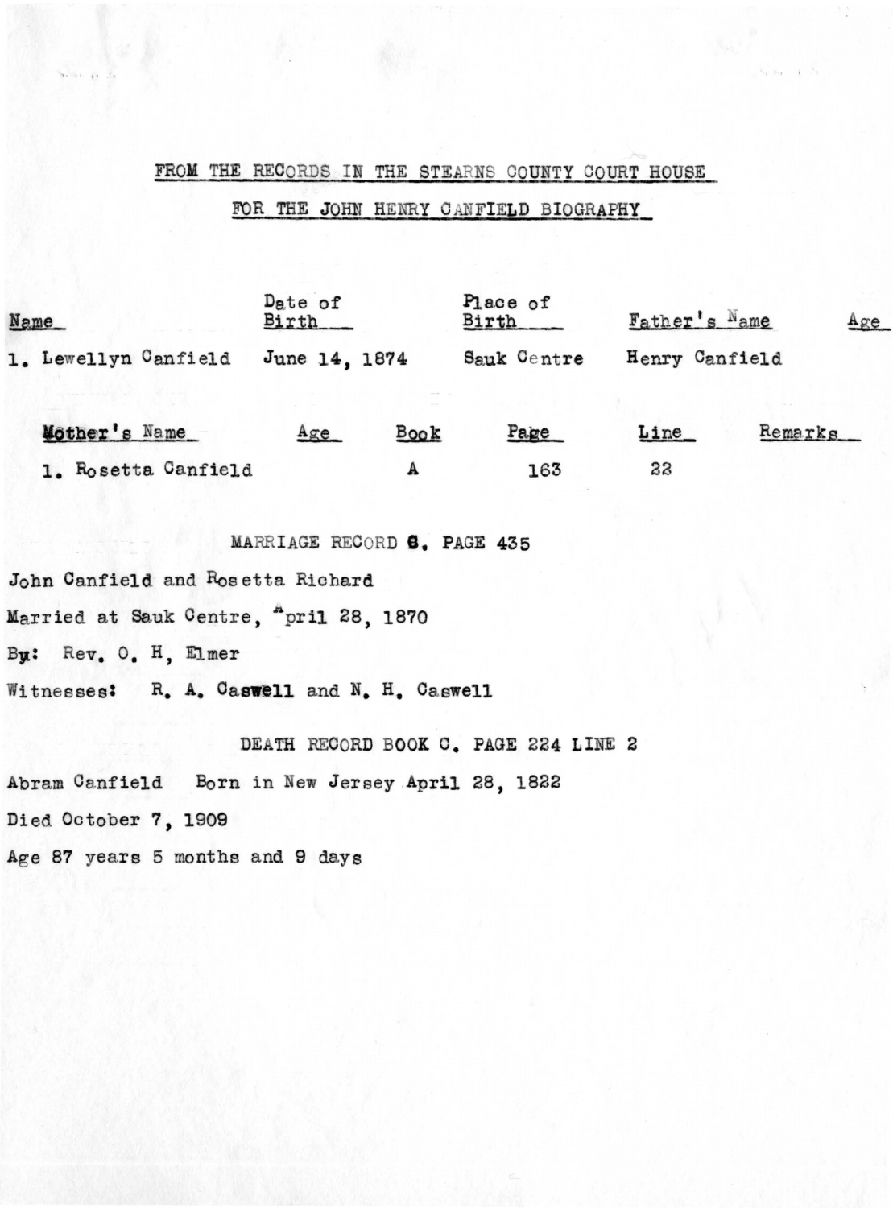FROM THE RECORDS IN THE STEARNS COUNTY COURT HOUSE

FOR THE JOHN HENRY CANFIELD BIOGRAPHY

| Name | Date of Birth | Place of Birth | Father's Name | Age |
| --- | --- | --- | --- | --- |
| 1. Lewellyn Canfield | June 14, 1874 | Sauk Centre | Henry Canfield | |

| Mother's Name | Age | Book | Page | Line | Remarks |
| --- | --- | --- | --- | --- | --- |
| 1. Rosetta Canfield | | A | 163 | 22 | |

MARRIAGE RECORD B. PAGE 435

John Canfield and Rosetta Richard

Married at Sauk Centre, April 28, 1870

By: Rev. O. H, Elmer

Witnesses: R. A. Caswell and N. H. Caswell

DEATH RECORD BOOK C. PAGE 224 LINE 2

Abram Canfield Born in New Jersey April 28, 1822

Died October 7, 1909

Age 87 years 5 months and 9 days